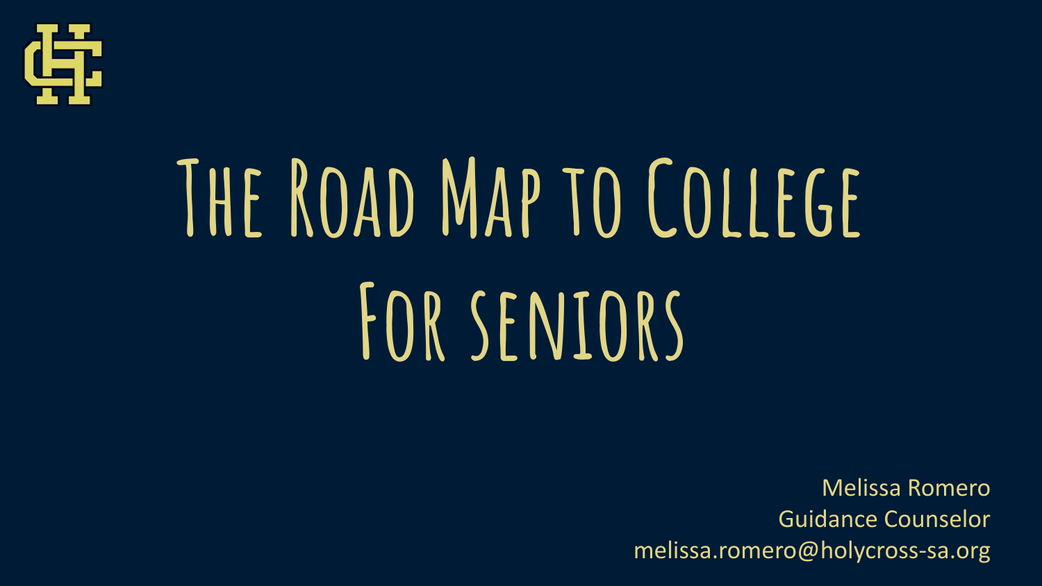# The Road Map to College For seniors

Melissa Romero
Guidance Counselor
melissa.romero@holycross-sa.org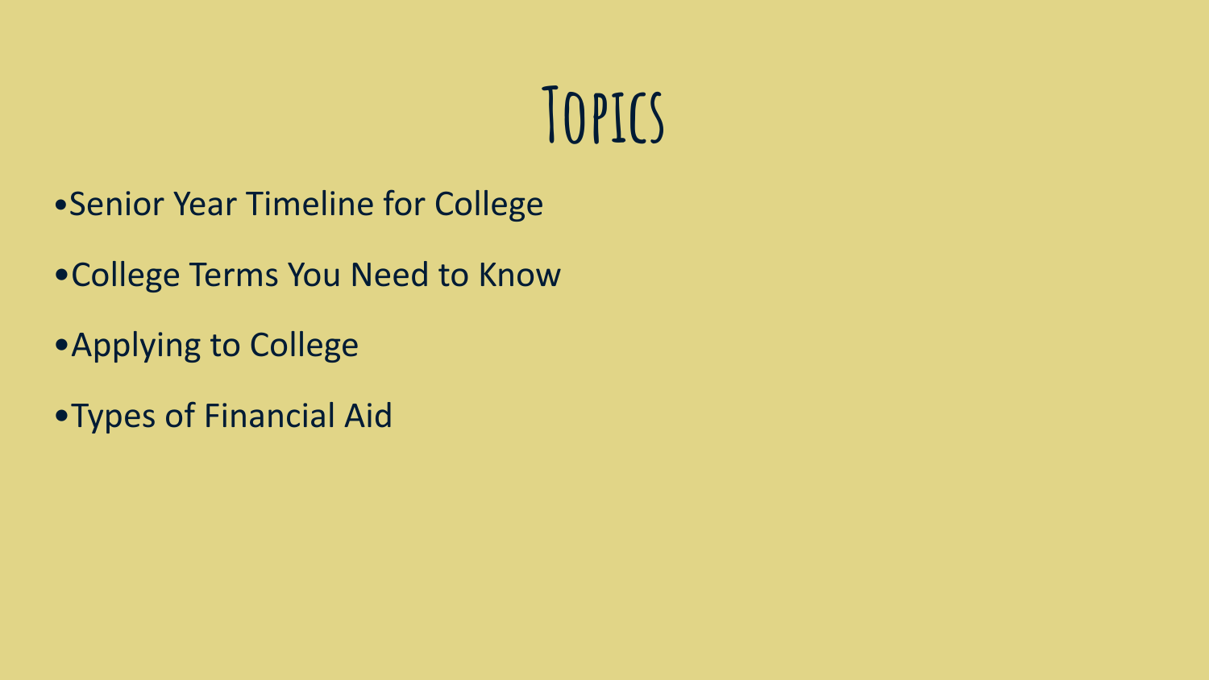# Topics

- Senior Year Timeline for College
- College Terms You Need to Know
- Applying to College
- Types of Financial Aid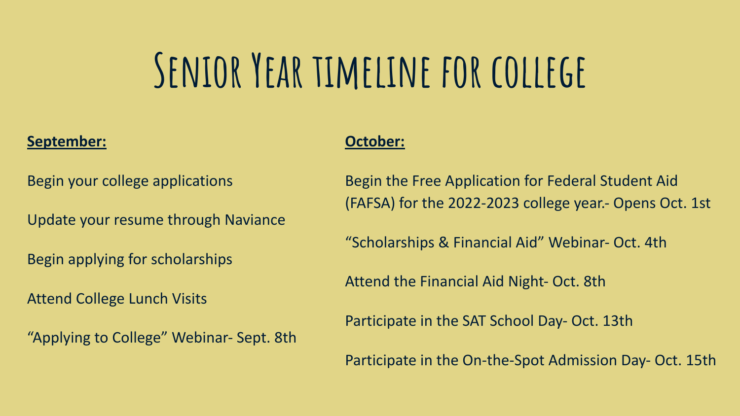# Senior Year timeline for college

**September:**

Begin your college applications

Update your resume through Naviance

Begin applying for scholarships

Attend College Lunch Visits

"Applying to College" Webinar- Sept. 8th

**October:**

Begin the Free Application for Federal Student Aid (FAFSA) for the 2022-2023 college year.- Opens Oct. 1st

"Scholarships & Financial Aid" Webinar- Oct. 4th

Attend the Financial Aid Night- Oct. 8th

Participate in the SAT School Day- Oct. 13th

Participate in the On-the-Spot Admission Day- Oct. 15th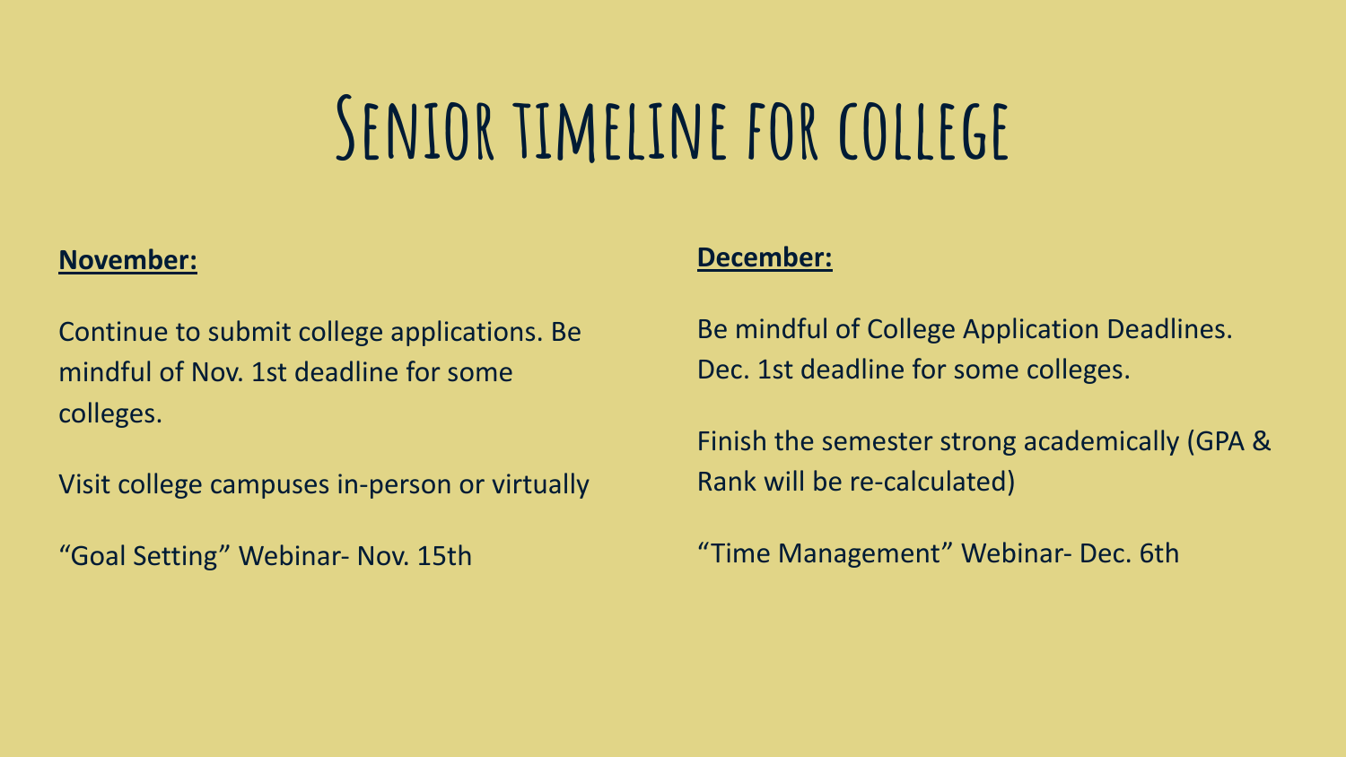# Senior timeline for college

**November:**

Continue to submit college applications. Be mindful of Nov. 1st deadline for some colleges.

Visit college campuses in-person or virtually

“Goal Setting” Webinar- Nov. 15th

**December:**

Be mindful of College Application Deadlines. Dec. 1st deadline for some colleges.

Finish the semester strong academically (GPA & Rank will be re-calculated)

“Time Management” Webinar- Dec. 6th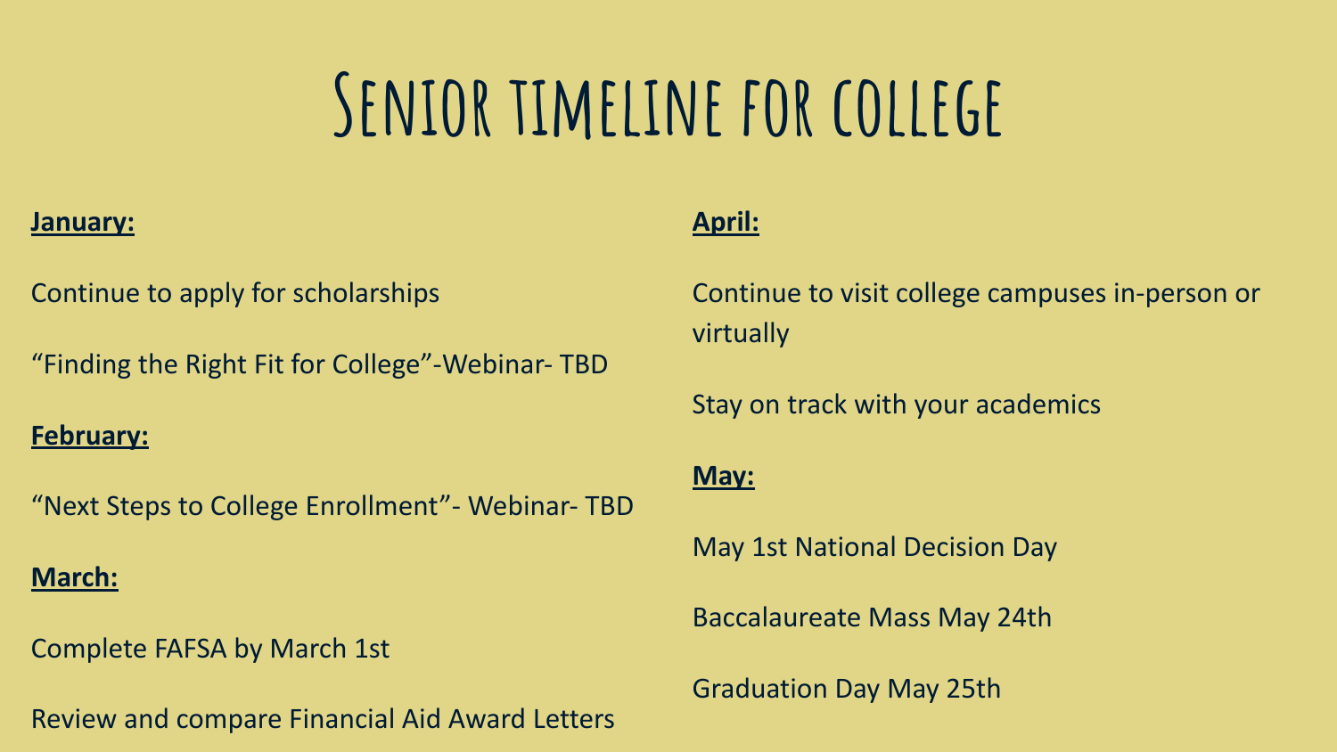# Senior timeline for college

**January:**

Continue to apply for scholarships

“Finding the Right Fit for College”-Webinar- TBD

**February:**

“Next Steps to College Enrollment”- Webinar- TBD

**March:**

Complete FAFSA by March 1st

Review and compare Financial Aid Award Letters

**April:**

Continue to visit college campuses in-person or virtually

Stay on track with your academics

**May:**

May 1st National Decision Day

Baccalaureate Mass May 24th

Graduation Day May 25th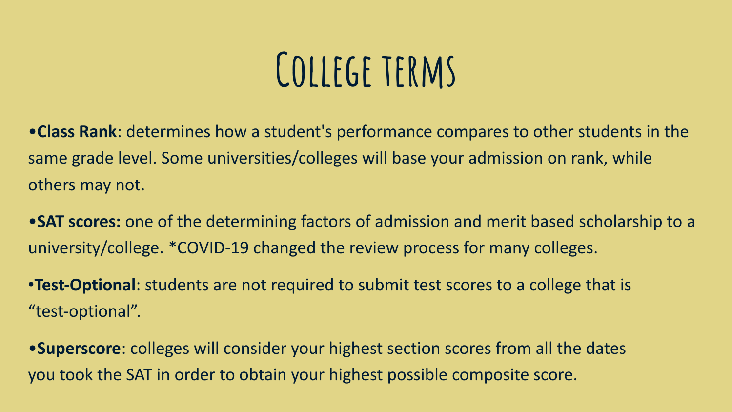# College terms

- **Class Rank**: determines how a student's performance compares to other students in the same grade level. Some universities/colleges will base your admission on rank, while others may not.
- **SAT scores:** one of the determining factors of admission and merit based scholarship to a university/college. *COVID-19 changed the review process for many colleges.
- **Test-Optional**: students are not required to submit test scores to a college that is "test-optional".
- **Superscore**: colleges will consider your highest section scores from all the dates you took the SAT in order to obtain your highest possible composite score.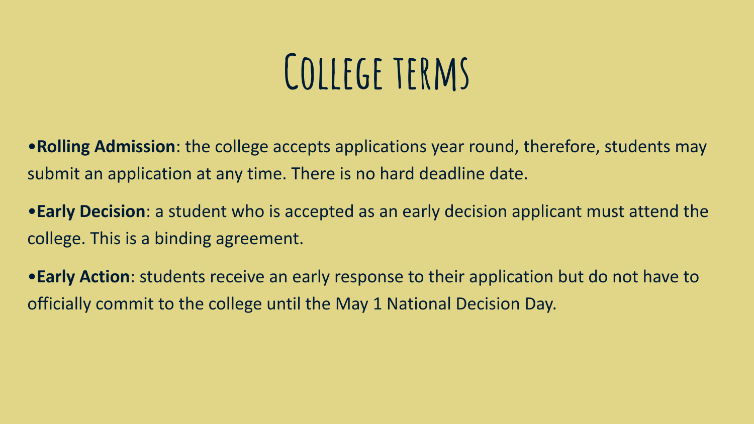# College terms

- **Rolling Admission**: the college accepts applications year round, therefore, students may submit an application at any time. There is no hard deadline date.
- **Early Decision**: a student who is accepted as an early decision applicant must attend the college. This is a binding agreement.
- **Early Action**: students receive an early response to their application but do not have to officially commit to the college until the May 1 National Decision Day.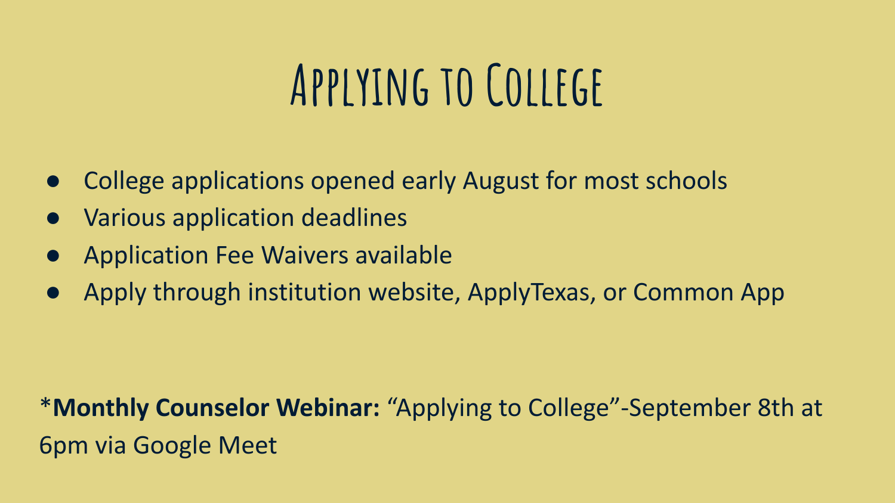# Applying to College

- College applications opened early August for most schools
- Various application deadlines
- Application Fee Waivers available
- Apply through institution website, ApplyTexas, or Common App

*Monthly Counselor Webinar:** "Applying to College"-September 8th at 6pm via Google Meet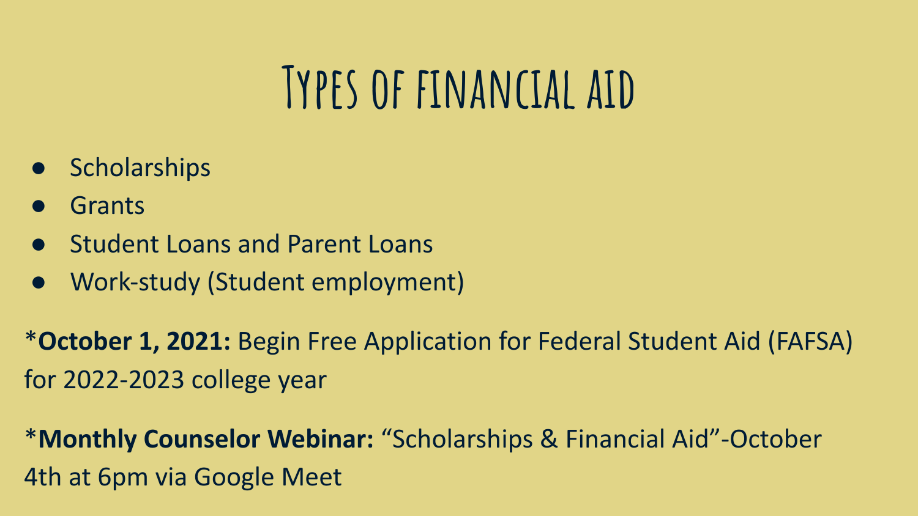# Types of financial aid

- Scholarships
- Grants
- Student Loans and Parent Loans
- Work-study (Student employment)

***October 1, 2021:** Begin Free Application for Federal Student Aid (FAFSA) for 2022-2023 college year

***Monthly Counselor Webinar:** "Scholarships & Financial Aid"-October 4th at 6pm via Google Meet